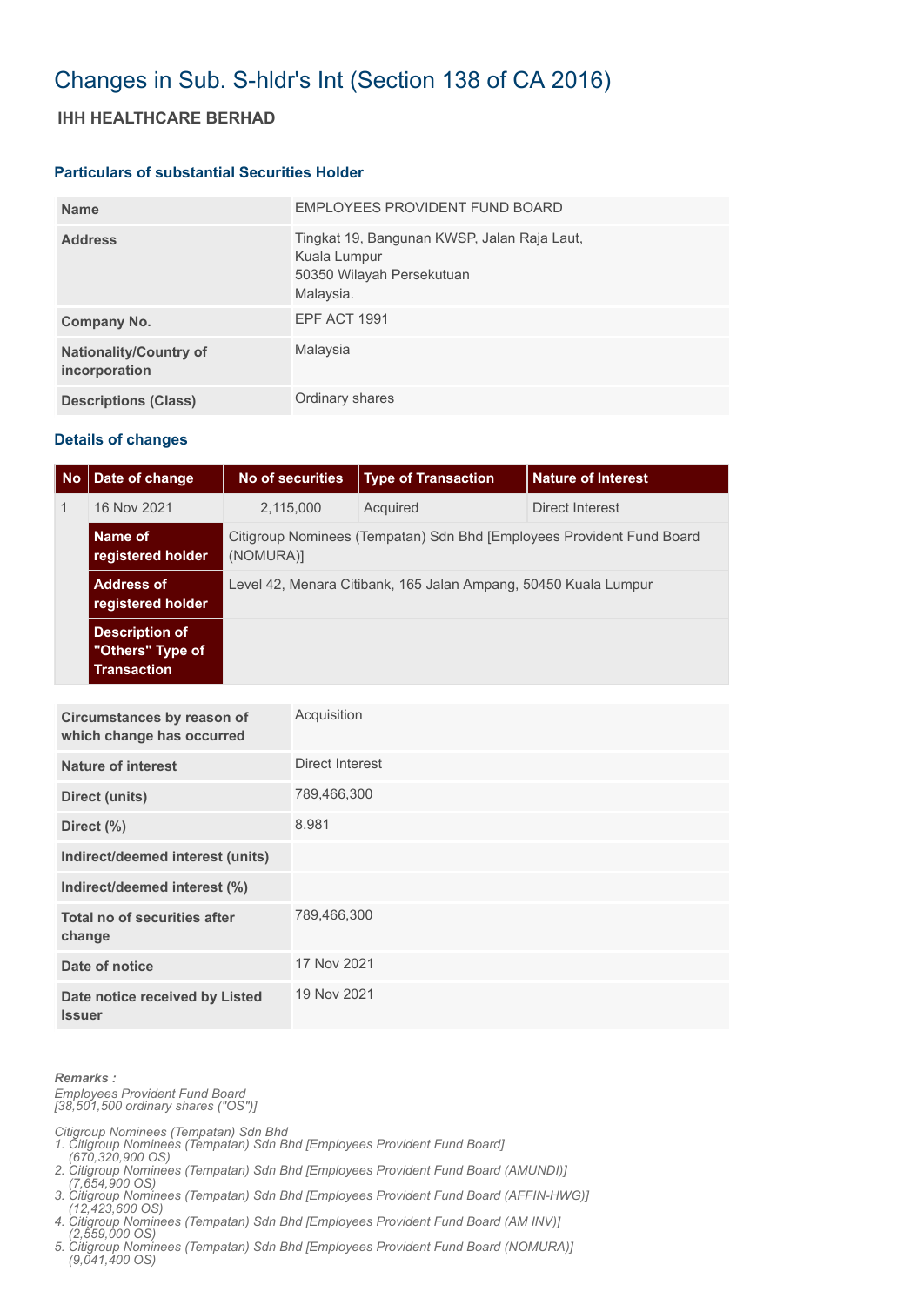# Changes in Sub. S-hldr's Int (Section 138 of CA 2016)

## IHH HEALTHCARE BERHAD

### Particulars of substantial Securities Holder

| | |
|---|---|
| **Name** | EMPLOYEES PROVIDENT FUND BOARD |
| **Address** | Tingkat 19, Bangunan KWSP, Jalan Raja Laut,<br>Kuala Lumpur<br>50350 Wilayah Persekutuan<br>Malaysia. |
| **Company No.** | EPF ACT 1991 |
| **Nationality/Country of incorporation** | Malaysia |
| **Descriptions (Class)** | Ordinary shares |

### Details of changes

| No | Date of change | No of securities | Type of Transaction | Nature of Interest |
|---|---|---|---|---|
| 1 | 16 Nov 2021 | 2,115,000 | Acquired | Direct Interest |
| | **Name of registered holder** | Citigroup Nominees (Tempatan) Sdn Bhd [Employees Provident Fund Board (NOMURA)] | | |
| | **Address of registered holder** | Level 42, Menara Citibank, 165 Jalan Ampang, 50450 Kuala Lumpur | | |
| | **Description of "Others" Type of Transaction** | | | |

| | |
|---|---|
| **Circumstances by reason of which change has occurred** | Acquisition |
| **Nature of interest** | Direct Interest |
| **Direct (units)** | 789,466,300 |
| **Direct (%)** | 8.981 |
| **Indirect/deemed interest (units)** | |
| **Indirect/deemed interest (%)** | |
| **Total no of securities after change** | 789,466,300 |
| **Date of notice** | 17 Nov 2021 |
| **Date notice received by Listed Issuer** | 19 Nov 2021 |

***Remarks :***

*Employees Provident Fund Board*
*[38,501,500 ordinary shares ("OS")]*

*Citigroup Nominees (Tempatan) Sdn Bhd*
1. *Citigroup Nominees (Tempatan) Sdn Bhd [Employees Provident Fund Board] (670,320,900 OS)*
2. *Citigroup Nominees (Tempatan) Sdn Bhd [Employees Provident Fund Board (AMUNDI)] (7,654,900 OS)*
3. *Citigroup Nominees (Tempatan) Sdn Bhd [Employees Provident Fund Board (AFFIN-HWG)] (12,423,600 OS)*
4. *Citigroup Nominees (Tempatan) Sdn Bhd [Employees Provident Fund Board (AM INV)] (2,559,000 OS)*
5. *Citigroup Nominees (Tempatan) Sdn Bhd [Employees Provident Fund Board (NOMURA)] (9,041,400 OS)*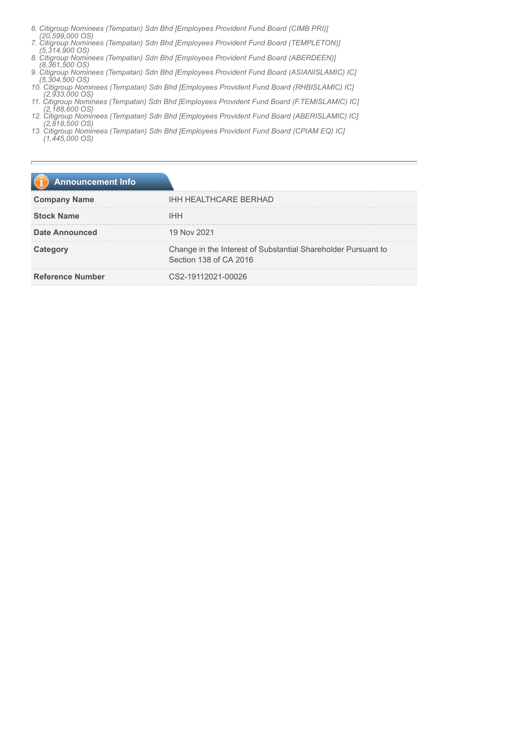*6. Citigroup Nominees (Tempatan) Sdn Bhd [Employees Provident Fund Board (CIMB PRI)]*
*(20,599,000 OS)*
*7. Citigroup Nominees (Tempatan) Sdn Bhd [Employees Provident Fund Board (TEMPLETON)]*
*(5,314,900 OS)*
*8. Citigroup Nominees (Tempatan) Sdn Bhd [Employees Provident Fund Board (ABERDEEN)]*
*(8,361,500 OS)*
*9. Citigroup Nominees (Tempatan) Sdn Bhd [Employees Provident Fund Board (ASIANISLAMIC) IC]*
*(5,304,500 OS)*
*10. Citigroup Nominees (Tempatan) Sdn Bhd [Employees Provident Fund Board (RHBISLAMIC) IC]*
*(2,933,000 OS)*
*11. Citigroup Nominees (Tempatan) Sdn Bhd [Employees Provident Fund Board (F.TEMISLAMIC) IC]*
*(2,188,600 OS)*
*12. Citigroup Nominees (Tempatan) Sdn Bhd [Employees Provident Fund Board (ABERISLAMIC) IC]*
*(2,818,500 OS)*
*13. Citigroup Nominees (Tempatan) Sdn Bhd [Employees Provident Fund Board (CPIAM EQ) IC]*
*(1,445,000 OS)*

## Announcement Info

| | |
|---|---|
| **Company Name** | IHH HEALTHCARE BERHAD |
| **Stock Name** | IHH |
| **Date Announced** | 19 Nov 2021 |
| **Category** | Change in the Interest of Substantial Shareholder Pursuant to Section 138 of CA 2016 |
| **Reference Number** | CS2-19112021-00026 |